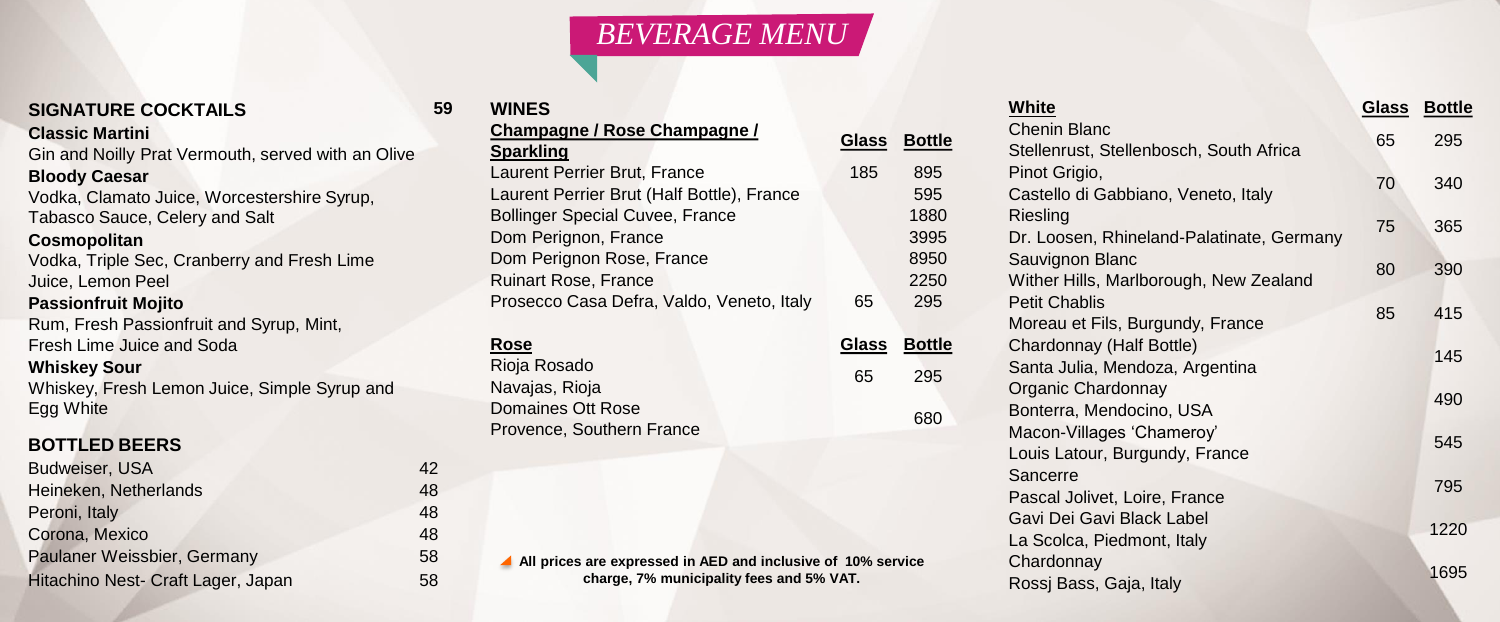# *BEVERAGE MENU*

## SIGNATURE COCKTAILS — 59

**Classic Martini**
Gin and Noilly Prat Vermouth, served with an Olive

**Bloody Caesar**
Vodka, Clamato Juice, Worcestershire Syrup, Tabasco Sauce, Celery and Salt

**Cosmopolitan**
Vodka, Triple Sec, Cranberry and Fresh Lime Juice, Lemon Peel

**Passionfruit Mojito**
Rum, Fresh Passionfruit and Syrup, Mint, Fresh Lime Juice and Soda

**Whiskey Sour**
Whiskey, Fresh Lemon Juice, Simple Syrup and Egg White

## BOTTLED BEERS

| Beer | Price |
|---|---|
| Budweiser, USA | 42 |
| Heineken, Netherlands | 48 |
| Peroni, Italy | 48 |
| Corona, Mexico | 48 |
| Paulaner Weissbier, Germany | 58 |
| Hitachino Nest- Craft Lager, Japan | 58 |

## WINES

| Champagne / Rose Champagne / Sparkling | Glass | Bottle |
|---|---|---|
| Laurent Perrier Brut, France | 185 | 895 |
| Laurent Perrier Brut (Half Bottle), France | | 595 |
| Bollinger Special Cuvee, France | | 1880 |
| Dom Perignon, France | | 3995 |
| Dom Perignon Rose, France | | 8950 |
| Ruinart Rose, France | | 2250 |
| Prosecco Casa Defra, Valdo, Veneto, Italy | 65 | 295 |

| Rose | Glass | Bottle |
|---|---|---|
| Rioja Rosado<br>Navajas, Rioja | 65 | 295 |
| Domaines Ott Rose<br>Provence, Southern France | | 680 |

All prices are expressed in AED and inclusive of 10% service charge, 7% municipality fees and 5% VAT.

| White | Glass | Bottle |
|---|---|---|
| Chenin Blanc<br>Stellenrust, Stellenbosch, South Africa | 65 | 295 |
| Pinot Grigio,<br>Castello di Gabbiano, Veneto, Italy | 70 | 340 |
| Riesling<br>Dr. Loosen, Rhineland-Palatinate, Germany | 75 | 365 |
| Sauvignon Blanc<br>Wither Hills, Marlborough, New Zealand | 80 | 390 |
| Petit Chablis<br>Moreau et Fils, Burgundy, France | 85 | 415 |
| Chardonnay (Half Bottle)<br>Santa Julia, Mendoza, Argentina | | 145 |
| Organic Chardonnay<br>Bonterra, Mendocino, USA | | 490 |
| Macon-Villages 'Chameroy'<br>Louis Latour, Burgundy, France | | 545 |
| Sancerre<br>Pascal Jolivet, Loire, France | | 795 |
| Gavi Dei Gavi Black Label<br>La Scolca, Piedmont, Italy | | 1220 |
| Chardonnay<br>Rossj Bass, Gaja, Italy | | 1695 |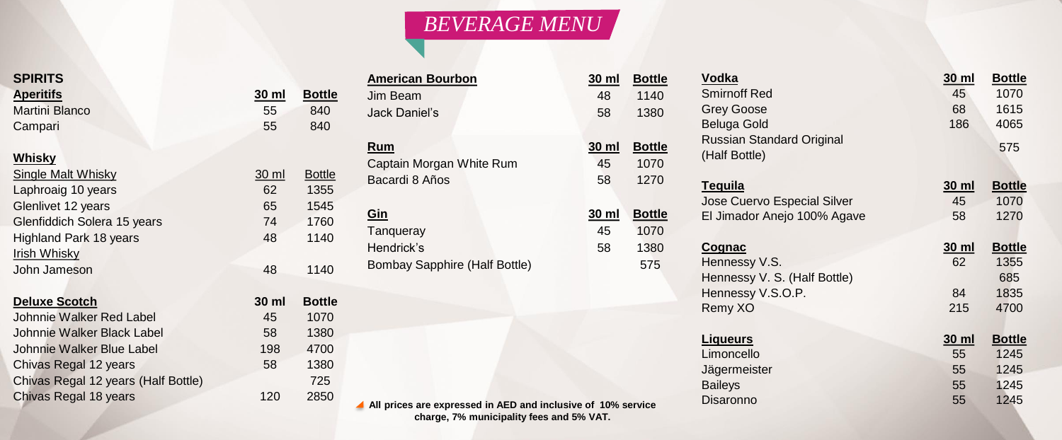# *BEVERAGE MENU*

## SPIRITS

### Aperitifs

| Aperitifs | 30 ml | Bottle |
|---|---|---|
| Martini Blanco | 55 | 840 |
| Campari | 55 | 840 |

### Whisky

| Single Malt Whisky | 30 ml | Bottle |
|---|---|---|
| Laphroaig 10 years | 62 | 1355 |
| Glenlivet 12 years | 65 | 1545 |
| Glenfiddich Solera 15 years | 74 | 1760 |
| Highland Park 18 years | 48 | 1140 |
| **Irish Whisky** | | |
| John Jameson | 48 | 1140 |

| Deluxe Scotch | 30 ml | Bottle |
|---|---|---|
| Johnnie Walker Red Label | 45 | 1070 |
| Johnnie Walker Black Label | 58 | 1380 |
| Johnnie Walker Blue Label | 198 | 4700 |
| Chivas Regal 12 years | 58 | 1380 |
| Chivas Regal 12 years (Half Bottle) | | 725 |
| Chivas Regal 18 years | 120 | 2850 |

| American Bourbon | 30 ml | Bottle |
|---|---|---|
| Jim Beam | 48 | 1140 |
| Jack Daniel's | 58 | 1380 |

| Rum | 30 ml | Bottle |
|---|---|---|
| Captain Morgan White Rum | 45 | 1070 |
| Bacardi 8 Años | 58 | 1270 |

| Gin | 30 ml | Bottle |
|---|---|---|
| Tanqueray | 45 | 1070 |
| Hendrick's | 58 | 1380 |
| Bombay Sapphire (Half Bottle) | | 575 |

| Vodka | 30 ml | Bottle |
|---|---|---|
| Smirnoff Red | 45 | 1070 |
| Grey Goose | 68 | 1615 |
| Beluga Gold | 186 | 4065 |
| Russian Standard Original (Half Bottle) | | 575 |

| Tequila | 30 ml | Bottle |
|---|---|---|
| Jose Cuervo Especial Silver | 45 | 1070 |
| El Jimador Anejo 100% Agave | 58 | 1270 |

| Cognac | 30 ml | Bottle |
|---|---|---|
| Hennessy V.S. | 62 | 1355 |
| Hennessy V. S. (Half Bottle) | | 685 |
| Hennessy V.S.O.P. | 84 | 1835 |
| Remy XO | 215 | 4700 |

| Liqueurs | 30 ml | Bottle |
|---|---|---|
| Limoncello | 55 | 1245 |
| Jägermeister | 55 | 1245 |
| Baileys | 55 | 1245 |
| Disaronno | 55 | 1245 |

**All prices are expressed in AED and inclusive of 10% service charge, 7% municipality fees and 5% VAT.**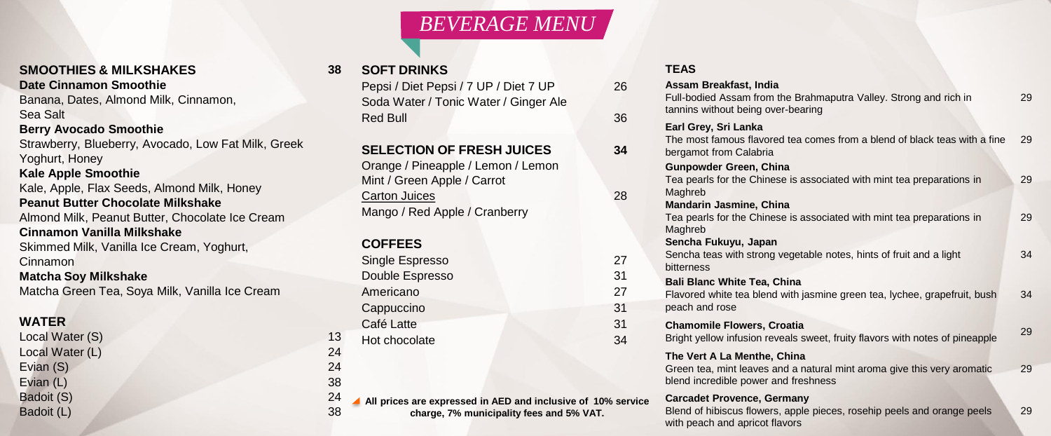# BEVERAGE MENU

## SMOOTHIES & MILKSHAKES — 38

**Date Cinnamon Smoothie**
Banana, Dates, Almond Milk, Cinnamon, Sea Salt

**Berry Avocado Smoothie**
Strawberry, Blueberry, Avocado, Low Fat Milk, Greek Yoghurt, Honey

**Kale Apple Smoothie**
Kale, Apple, Flax Seeds, Almond Milk, Honey

**Peanut Butter Chocolate Milkshake**
Almond Milk, Peanut Butter, Chocolate Ice Cream

**Cinnamon Vanilla Milkshake**
Skimmed Milk, Vanilla Ice Cream, Yoghurt, Cinnamon

**Matcha Soy Milkshake**
Matcha Green Tea, Soya Milk, Vanilla Ice Cream

## WATER

| | |
|---|---|
| Local Water (S) | 13 |
| Local Water (L) | 24 |
| Evian (S) | 24 |
| Evian (L) | 38 |
| Badoit (S) | 24 |
| Badoit (L) | 38 |

## SOFT DRINKS

| | |
|---|---|
| Pepsi / Diet Pepsi / 7 UP / Diet 7 UP<br>Soda Water / Tonic Water / Ginger Ale | 26 |
| Red Bull | 36 |

## SELECTION OF FRESH JUICES — 34

Orange / Pineapple / Lemon / Lemon Mint / Green Apple / Carrot

| | |
|---|---|
| Carton Juices<br>Mango / Red Apple / Cranberry | 28 |

## COFFEES

| | |
|---|---|
| Single Espresso | 27 |
| Double Espresso | 31 |
| Americano | 27 |
| Cappuccino | 31 |
| Café Latte | 31 |
| Hot chocolate | 34 |

**All prices are expressed in AED and inclusive of 10% service charge, 7% municipality fees and 5% VAT.**

## TEAS

| | |
|---|---|
| **Assam Breakfast, India**<br>Full-bodied Assam from the Brahmaputra Valley. Strong and rich in tannins without being over-bearing | 29 |
| **Earl Grey, Sri Lanka**<br>The most famous flavored tea comes from a blend of black teas with a fine bergamot from Calabria | 29 |
| **Gunpowder Green, China**<br>Tea pearls for the Chinese is associated with mint tea preparations in Maghreb | 29 |
| **Mandarin Jasmine, China**<br>Tea pearls for the Chinese is associated with mint tea preparations in Maghreb | 29 |
| **Sencha Fukuyu, Japan**<br>Sencha teas with strong vegetable notes, hints of fruit and a light bitterness | 34 |
| **Bali Blanc White Tea, China**<br>Flavored white tea blend with jasmine green tea, lychee, grapefruit, bush peach and rose | 34 |
| **Chamomile Flowers, Croatia**<br>Bright yellow infusion reveals sweet, fruity flavors with notes of pineapple | 29 |
| **The Vert A La Menthe, China**<br>Green tea, mint leaves and a natural mint aroma give this very aromatic blend incredible power and freshness | 29 |
| **Carcadet Provence, Germany**<br>Blend of hibiscus flowers, apple pieces, rosehip peels and orange peels with peach and apricot flavors | 29 |